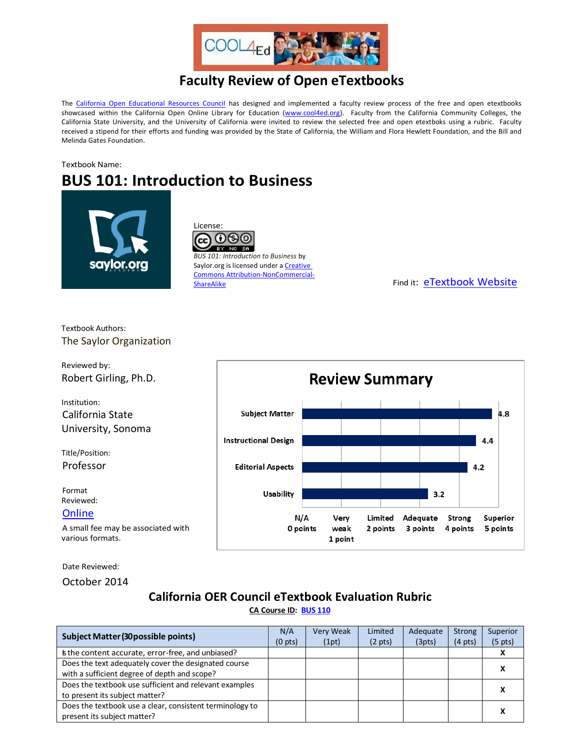# Faculty Review of Open eTextbooks

The California Open Educational Resources Council has designed and implemented a faculty review process of the free and open etextbooks showcased within the California Open Online Library for Education (www.cool4ed.org). Faculty from the California Community Colleges, the California State University, and the University of California were invited to review the selected free and open etextboks using a rubric. Faculty received a stipend for their efforts and funding was provided by the State of California, the William and Flora Hewlett Foundation, and the Bill and Melinda Gates Foundation.

Textbook Name:

## BUS 101: Introduction to Business

License:

*BUS 101: Introduction to Business* by Saylor.org is licensed under a Creative Commons Attribution-NonCommercial-ShareAlike

Find it: eTextbook Website

Textbook Authors:
The Saylor Organization

Reviewed by:
Robert Girling, Ph.D.

Institution:
California State University, Sonoma

Title/Position:
Professor

Format Reviewed:
Online

A small fee may be associated with various formats.

Date Reviewed:
October 2014

### Review Summary

| Category | Score |
|---|---|
| Subject Matter | 4.8 |
| Instructional Design | 4.4 |
| Editorial Aspects | 4.2 |
| Usability | 3.2 |

Scale: N/A 0 points; Very weak 1 point; Limited 2 points; Adequate 3 points; Strong 4 points; Superior 5 points

## California OER Council eTextbook Evaluation Rubric

**CA Course ID: BUS 110**

| Subject Matter (30 possible points) | N/A (0 pts) | Very Weak (1pt) | Limited (2 pts) | Adequate (3pts) | Strong (4 pts) | Superior (5 pts) |
|---|---|---|---|---|---|---|
| Is the content accurate, error-free, and unbiased? | | | | | | X |
| Does the text adequately cover the designated course with a sufficient degree of depth and scope? | | | | | | X |
| Does the textbook use sufficient and relevant examples to present its subject matter? | | | | | | X |
| Does the textbook use a clear, consistent terminology to present its subject matter? | | | | | | X |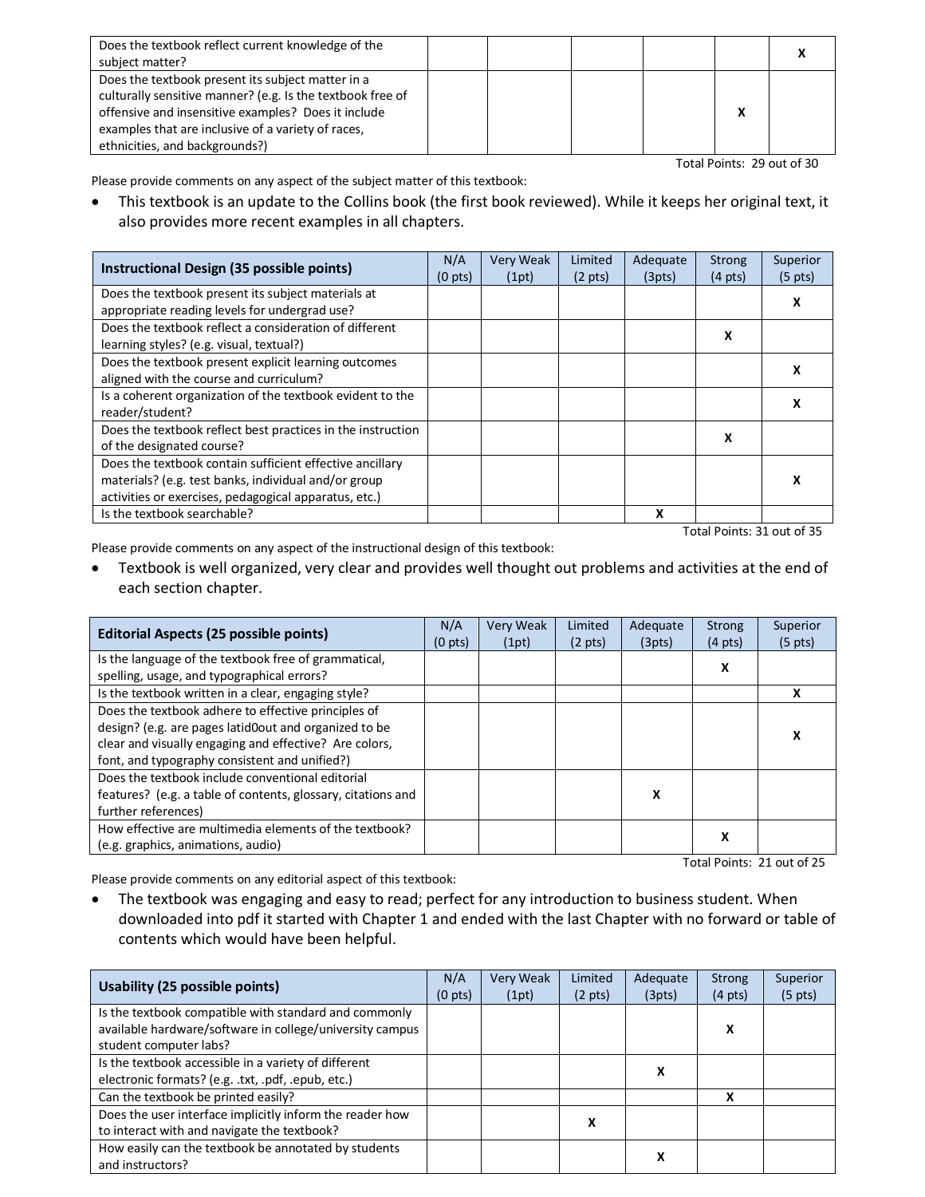| | | | | | | |
|---|---|---|---|---|---|---|
| Does the textbook reflect current knowledge of the subject matter? | | | | | | X |
| Does the textbook present its subject matter in a culturally sensitive manner? (e.g. Is the textbook free of offensive and insensitive examples? Does it include examples that are inclusive of a variety of races, ethnicities, and backgrounds?) | | | | | X | |

Total Points: 29 out of 30

Please provide comments on any aspect of the subject matter of this textbook:

- This textbook is an update to the Collins book (the first book reviewed). While it keeps her original text, it also provides more recent examples in all chapters.

| Instructional Design (35 possible points) | N/A (0 pts) | Very Weak (1pt) | Limited (2 pts) | Adequate (3pts) | Strong (4 pts) | Superior (5 pts) |
|---|---|---|---|---|---|---|
| Does the textbook present its subject materials at appropriate reading levels for undergrad use? | | | | | | X |
| Does the textbook reflect a consideration of different learning styles? (e.g. visual, textual?) | | | | | X | |
| Does the textbook present explicit learning outcomes aligned with the course and curriculum? | | | | | | X |
| Is a coherent organization of the textbook evident to the reader/student? | | | | | | X |
| Does the textbook reflect best practices in the instruction of the designated course? | | | | | X | |
| Does the textbook contain sufficient effective ancillary materials? (e.g. test banks, individual and/or group activities or exercises, pedagogical apparatus, etc.) | | | | | | X |
| Is the textbook searchable? | | | | X | | |

Total Points: 31 out of 35

Please provide comments on any aspect of the instructional design of this textbook:

- Textbook is well organized, very clear and provides well thought out problems and activities at the end of each section chapter.

| Editorial Aspects (25 possible points) | N/A (0 pts) | Very Weak (1pt) | Limited (2 pts) | Adequate (3pts) | Strong (4 pts) | Superior (5 pts) |
|---|---|---|---|---|---|---|
| Is the language of the textbook free of grammatical, spelling, usage, and typographical errors? | | | | | X | |
| Is the textbook written in a clear, engaging style? | | | | | | X |
| Does the textbook adhere to effective principles of design? (e.g. are pages latid0out and organized to be clear and visually engaging and effective? Are colors, font, and typography consistent and unified?) | | | | | | X |
| Does the textbook include conventional editorial features? (e.g. a table of contents, glossary, citations and further references) | | | | X | | |
| How effective are multimedia elements of the textbook? (e.g. graphics, animations, audio) | | | | | X | |

Total Points: 21 out of 25

Please provide comments on any editorial aspect of this textbook:

- The textbook was engaging and easy to read; perfect for any introduction to business student. When downloaded into pdf it started with Chapter 1 and ended with the last Chapter with no forward or table of contents which would have been helpful.

| Usability (25 possible points) | N/A (0 pts) | Very Weak (1pt) | Limited (2 pts) | Adequate (3pts) | Strong (4 pts) | Superior (5 pts) |
|---|---|---|---|---|---|---|
| Is the textbook compatible with standard and commonly available hardware/software in college/university campus student computer labs? | | | | | X | |
| Is the textbook accessible in a variety of different electronic formats? (e.g. .txt, .pdf, .epub, etc.) | | | | X | | |
| Can the textbook be printed easily? | | | | | X | |
| Does the user interface implicitly inform the reader how to interact with and navigate the textbook? | | | X | | | |
| How easily can the textbook be annotated by students and instructors? | | | | X | | |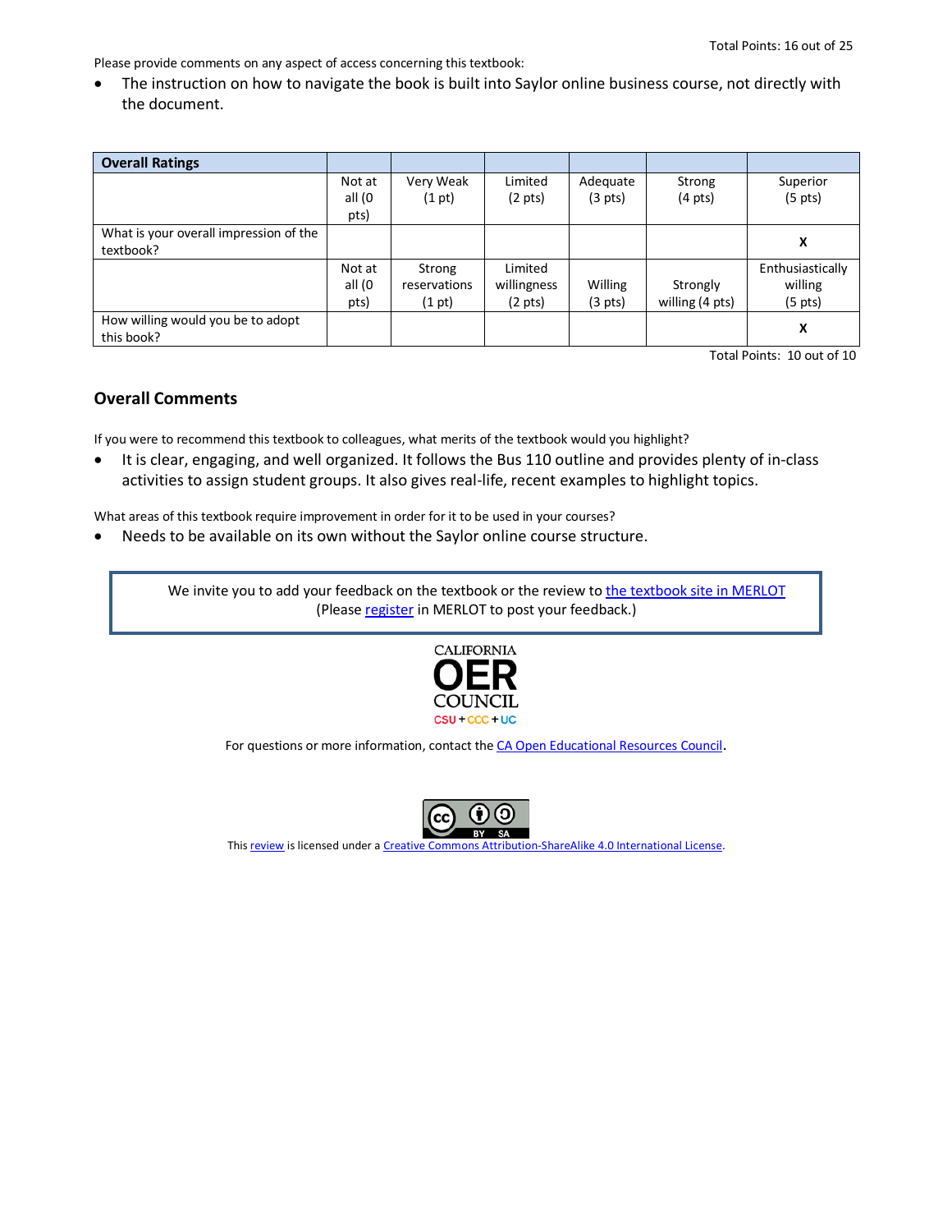Total Points: 16 out of 25

Please provide comments on any aspect of access concerning this textbook:

- The instruction on how to navigate the book is built into Saylor online business course, not directly with the document.

| Overall Ratings | | | | | | |
|---|---|---|---|---|---|---|
| | Not at all (0 pts) | Very Weak (1 pt) | Limited (2 pts) | Adequate (3 pts) | Strong (4 pts) | Superior (5 pts) |
| What is your overall impression of the textbook? | | | | | | X |
| | Not at all (0 pts) | Strong reservations (1 pt) | Limited willingness (2 pts) | Willing (3 pts) | Strongly willing (4 pts) | Enthusiastically willing (5 pts) |
| How willing would you be to adopt this book? | | | | | | X |

Total Points: 10 out of 10

## Overall Comments

If you were to recommend this textbook to colleagues, what merits of the textbook would you highlight?

- It is clear, engaging, and well organized. It follows the Bus 110 outline and provides plenty of in-class activities to assign student groups. It also gives real-life, recent examples to highlight topics.

What areas of this textbook require improvement in order for it to be used in your courses?

- Needs to be available on its own without the Saylor online course structure.

We invite you to add your feedback on the textbook or the review to the textbook site in MERLOT
(Please register in MERLOT to post your feedback.)

CALIFORNIA OER COUNCIL
CSU + CCC + UC

For questions or more information, contact the CA Open Educational Resources Council.

This review is licensed under a Creative Commons Attribution-ShareAlike 4.0 International License.